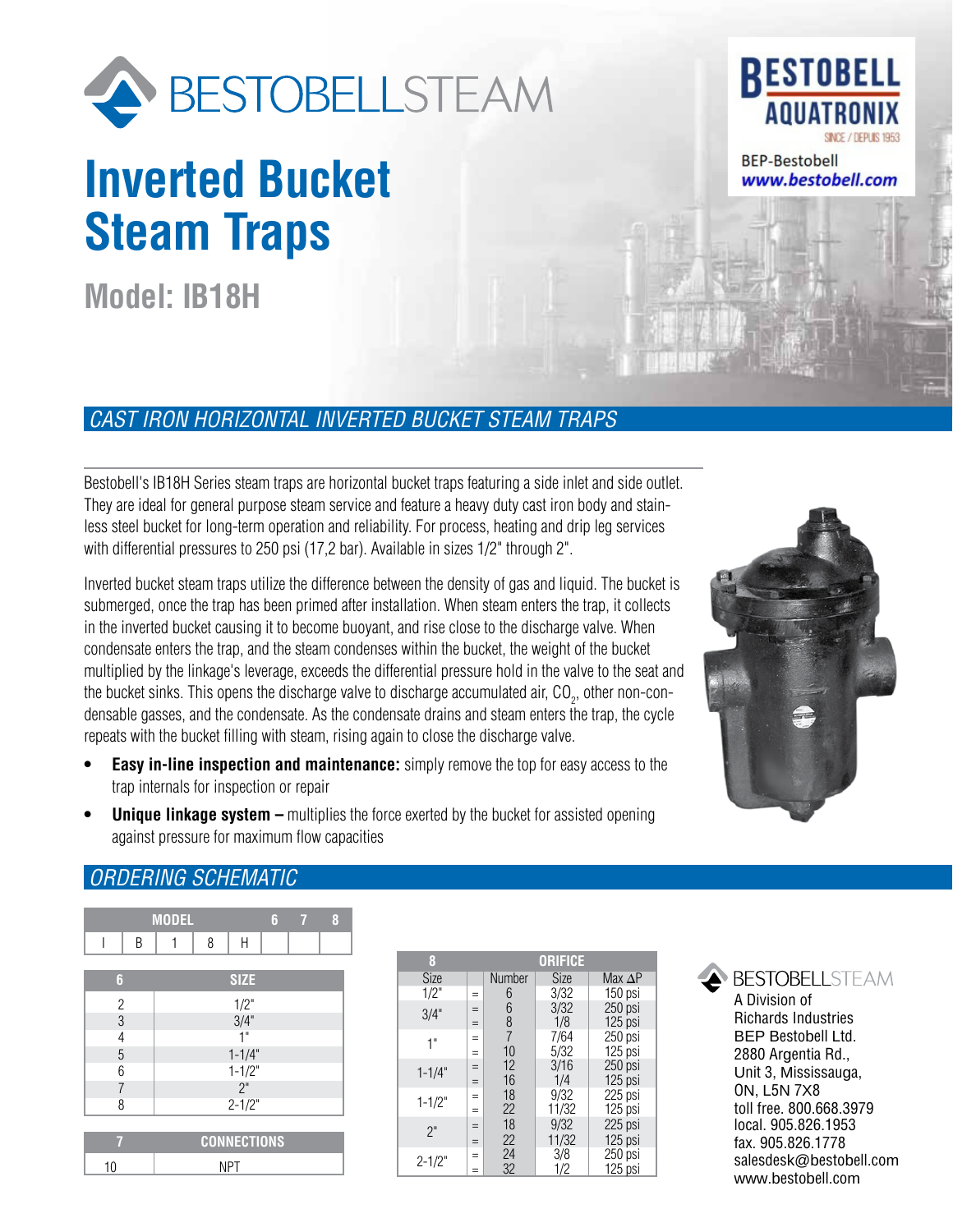BESTOBELLSTEAM

BESTOBELL AQUATRONIX
SINCE / DEPUIS 1953
BEP-Bestobell
www.bestobell.com

# Inverted Bucket Steam Traps

## Model: IB18H

## *CAST IRON HORIZONTAL INVERTED BUCKET STEAM TRAPS*

Bestobell's IB18H Series steam traps are horizontal bucket traps featuring a side inlet and side outlet. They are ideal for general purpose steam service and feature a heavy duty cast iron body and stainless steel bucket for long-term operation and reliability. For process, heating and drip leg services with differential pressures to 250 psi (17,2 bar). Available in sizes 1/2" through 2".

Inverted bucket steam traps utilize the difference between the density of gas and liquid. The bucket is submerged, once the trap has been primed after installation. When steam enters the trap, it collects in the inverted bucket causing it to become buoyant, and rise close to the discharge valve. When condensate enters the trap, and the steam condenses within the bucket, the weight of the bucket multiplied by the linkage's leverage, exceeds the differential pressure hold in the valve to the seat and the bucket sinks. This opens the discharge valve to discharge accumulated air, $CO_2$, other non-condensable gasses, and the condensate. As the condensate drains and steam enters the trap, the cycle repeats with the bucket filling with steam, rising again to close the discharge valve.

- **Easy in-line inspection and maintenance:** simply remove the top for easy access to the trap internals for inspection or repair
- **Unique linkage system –** multiplies the force exerted by the bucket for assisted opening against pressure for maximum flow capacities

## *ORDERING SCHEMATIC*

| MODEL | | | | | 6 | 7 | 8 |
|---|---|---|---|---|---|---|---|
| I | B | 1 | 8 | H | | | |

| 6 | SIZE |
|---|---|
| 2 | 1/2" |
| 3 | 3/4" |
| 4 | 1" |
| 5 | 1-1/4" |
| 6 | 1-1/2" |
| 7 | 2" |
| 8 | 2-1/2" |

| 7 | CONNECTIONS |
|---|---|
| 10 | NPT |

| 8 | | ORIFICE | | |
|---|---|---|---|---|
| Size | | Number | Size | Max ΔP |
| 1/2" | = | 6 | 3/32 | 150 psi |
| 3/4" | = | 6 | 3/32 | 250 psi |
| | = | 8 | 1/8 | 125 psi |
| 1" | = | 7 | 7/64 | 250 psi |
| | = | 10 | 5/32 | 125 psi |
| 1-1/4" | = | 12 | 3/16 | 250 psi |
| | = | 16 | 1/4 | 125 psi |
| 1-1/2" | = | 18 | 9/32 | 225 psi |
| | = | 22 | 11/32 | 125 psi |
| 2" | = | 18 | 9/32 | 225 psi |
| | = | 22 | 11/32 | 125 psi |
| 2-1/2" | = | 24 | 3/8 | 250 psi |
| | = | 32 | 1/2 | 125 psi |

BESTOBELLSTEAM
A Division of
Richards Industries
BEP Bestobell Ltd.
2880 Argentia Rd.,
Unit 3, Mississauga,
ON, L5N 7X8
toll free. 800.668.3979
local. 905.826.1953
fax. 905.826.1778
salesdesk@bestobell.com
www.bestobell.com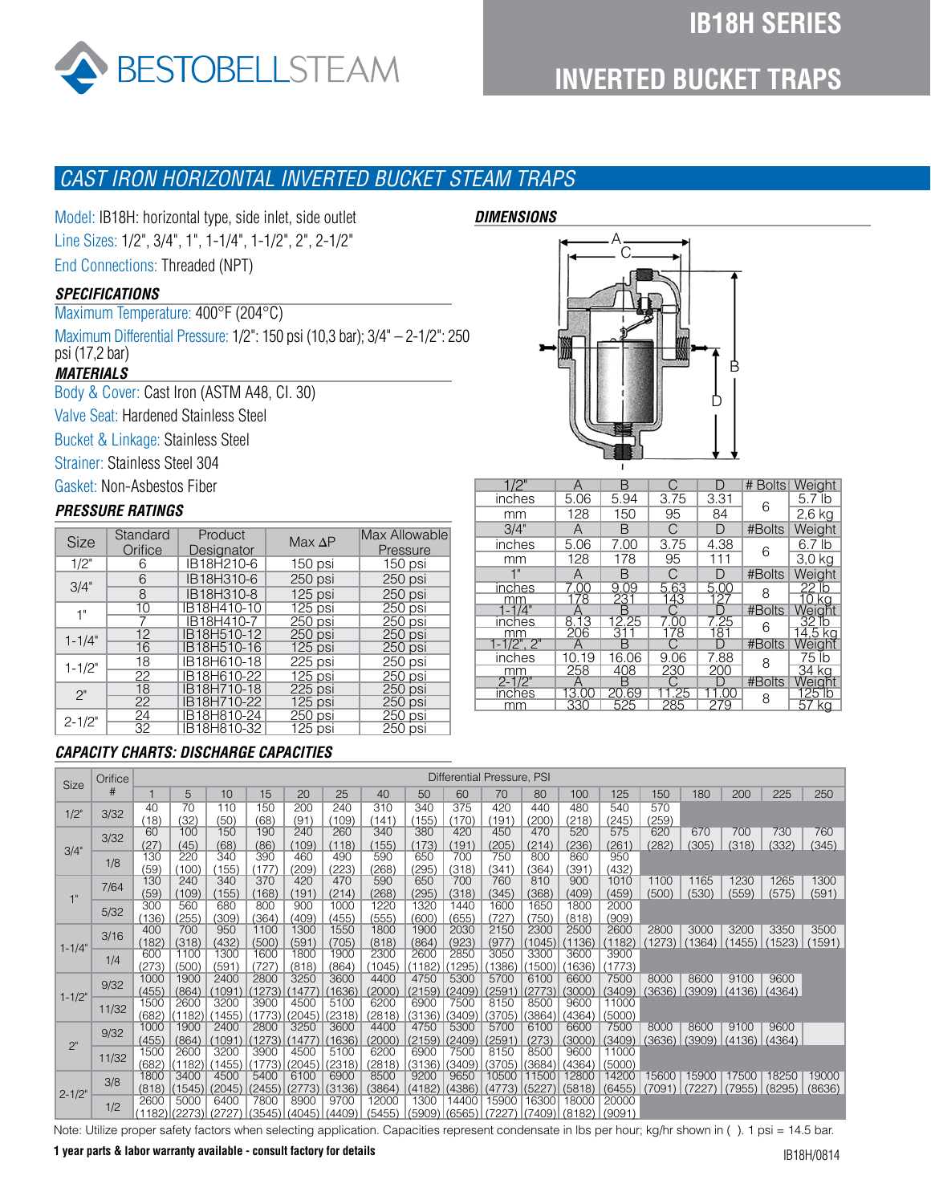# CAST IRON HORIZONTAL INVERTED BUCKET STEAM TRAPS

Model: IB18H: horizontal type, side inlet, side outlet

Line Sizes: 1/2", 3/4", 1", 1-1/4", 1-1/2", 2", 2-1/2"

End Connections: Threaded (NPT)

### SPECIFICATIONS

Maximum Temperature: 400°F (204°C)

Maximum Differential Pressure: 1/2": 150 psi (10,3 bar); 3/4" – 2-1/2": 250 psi (17,2 bar)

### MATERIALS

Body & Cover: Cast Iron (ASTM A48, Cl. 30)

Valve Seat: Hardened Stainless Steel

Bucket & Linkage: Stainless Steel

Strainer: Stainless Steel 304

Gasket: Non-Asbestos Fiber

### PRESSURE RATINGS

| Size | Standard Orifice | Product Designator | Max ΔP | Max Allowable Pressure |
|---|---|---|---|---|
| 1/2" | 6 | IB18H210-6 | 150 psi | 150 psi |
| 3/4" | 6 | IB18H310-6 | 250 psi | 250 psi |
| | 8 | IB18H310-8 | 125 psi | 250 psi |
| 1" | 10 | IB18H410-10 | 125 psi | 250 psi |
| | 7 | IB18H410-7 | 250 psi | 250 psi |
| 1-1/4" | 12 | IB18H510-12 | 250 psi | 250 psi |
| | 16 | IB18H510-16 | 125 psi | 250 psi |
| 1-1/2" | 18 | IB18H610-18 | 225 psi | 250 psi |
| | 22 | IB18H610-22 | 125 psi | 250 psi |
| 2" | 18 | IB18H710-18 | 225 psi | 250 psi |
| | 22 | IB18H710-22 | 125 psi | 250 psi |
| 2-1/2" | 24 | IB18H810-24 | 250 psi | 250 psi |
| | 32 | IB18H810-32 | 125 psi | 250 psi |

### DIMENSIONS

| Size | | A | B | C | D | # Bolts | Weight |
|---|---|---|---|---|---|---|---|
| 1/2" | inches | 5.06 | 5.94 | 3.75 | 3.31 | 6 | 5.7 lb |
| | mm | 128 | 150 | 95 | 84 | | 2,6 kg |
| 3/4" | inches | 5.06 | 7.00 | 3.75 | 4.38 | 6 | 6.7 lb |
| | mm | 128 | 178 | 95 | 111 | | 3,0 kg |
| 1" | inches | 7.00 | 9.09 | 5.63 | 5.00 | 8 | 22 lb |
| | mm | 178 | 231 | 143 | 127 | | 10 kg |
| 1-1/4" | inches | 8.13 | 12.25 | 7.00 | 7.25 | 6 | 32 lb |
| | mm | 206 | 311 | 178 | 181 | | 14.5 kg |
| 1-1/2", 2" | inches | 10.19 | 16.06 | 9.06 | 7.88 | 8 | 75 lb |
| | mm | 258 | 408 | 230 | 200 | | 34 kg |
| 2-1/2" | inches | 13.00 | 20.69 | 11.25 | 11.00 | 8 | 125 lb |
| | mm | 330 | 525 | 285 | 279 | | 57 kg |

### CAPACITY CHARTS: DISCHARGE CAPACITIES

| Size | Orifice # | 1 | 5 | 10 | 15 | 20 | 25 | 40 | 50 | 60 | 70 | 80 | 100 | 125 | 150 | 180 | 200 | 225 | 250 |
|---|---|---|---|---|---|---|---|---|---|---|---|---|---|---|---|---|---|---|---|
| 1/2" | 3/32 | 40 (18) | 70 (32) | 110 (50) | 150 (68) | 200 (91) | 240 (109) | 310 (141) | 340 (155) | 375 (170) | 420 (191) | 440 (200) | 480 (218) | 540 (245) | 570 (259) | | | | |
| 3/4" | 3/32 | 60 (27) | 100 (45) | 150 (68) | 190 (86) | 240 (109) | 260 (118) | 340 (155) | 380 (173) | 420 (191) | 450 (205) | 470 (214) | 520 (236) | 575 (261) | 620 (282) | 670 (305) | 700 (318) | 730 (332) | 760 (345) |
| | 1/8 | 130 (59) | 220 (100) | 340 (155) | 390 (177) | 460 (209) | 490 (223) | 590 (268) | 650 (295) | 700 (318) | 750 (341) | 800 (364) | 860 (391) | 950 (432) | | | | | |
| 1" | 7/64 | 130 (59) | 240 (109) | 340 (155) | 370 (168) | 420 (191) | 470 (214) | 590 (268) | 650 (295) | 700 (318) | 760 (345) | 810 (368) | 900 (409) | 1010 (459) | 1100 (500) | 1165 (530) | 1230 (559) | 1265 (575) | 1300 (591) |
| | 5/32 | 300 (136) | 560 (255) | 680 (309) | 800 (364) | 900 (409) | 1000 (455) | 1220 (555) | 1320 (600) | 1440 (655) | 1600 (727) | 1650 (750) | 1800 (818) | 2000 (909) | | | | | |
| 1-1/4" | 3/16 | 400 (182) | 700 (318) | 950 (432) | 1100 (500) | 1300 (591) | 1550 (705) | 1800 (818) | 1900 (864) | 2030 (923) | 2150 (977) | 2300 (1045) | 2500 (1136) | 2600 (1182) | 2800 (1273) | 3000 (1364) | 3200 (1455) | 3350 (1523) | 3500 (1591) |
| | 1/4 | 600 (273) | 1100 (500) | 1300 (591) | 1600 (727) | 1800 (818) | 1900 (864) | 2300 (1045) | 2600 (1182) | 2850 (1295) | 3050 (1386) | 3300 (1500) | 3600 (1636) | 3900 (1773) | | | | | |
| 1-1/2" | 9/32 | 1000 (455) | 1900 (864) | 2400 (1091) | 2800 (1273) | 3250 (1477) | 3600 (1636) | 4400 (2000) | 4750 (2159) | 5300 (2409) | 5700 (2591) | 6100 (2773) | 6600 (3000) | 7500 (3409) | 8000 (3636) | 8600 (3909) | 9100 (4136) | 9600 (4364) | |
| | 11/32 | 1500 (682) | 2600 (1182) | 3200 (1455) | 3900 (1773) | 4500 (2045) | 5100 (2318) | 6200 (2818) | 6900 (3136) | 7500 (3409) | 8150 (3705) | 8500 (3864) | 9600 (4364) | 11000 (5000) | | | | | |
| 2" | 9/32 | 1000 (455) | 1900 (864) | 2400 (1091) | 2800 (1273) | 3250 (1477) | 3600 (1636) | 4400 (2000) | 4750 (2159) | 5300 (2409) | 5700 (2591) | 470 (273) | 6600 (3000) | 7500 (3409) | 8000 (3636) | 8600 (3909) | 9100 (4136) | 9600 (4364) | |
| | 11/32 | 1500 (682) | 2600 (1182) | 3200 (1455) | 3900 (1773) | 4500 (2045) | 5100 (2318) | 6200 (2818) | 6900 (3136) | 7500 (3409) | 8150 (3705) | 8100 (3684) | 9600 (4364) | 11000 (5000) | | | | | |
| 2-1/2" | 3/8 | 1800 (818) | 3400 (1545) | 4500 (2045) | 5400 (2455) | 6100 (2773) | 6900 (3136) | 8500 (3864) | 9200 (4182) | 9650 (4386) | 10500 (4773) | 11500 (5227) | 12800 (5818) | 14200 (6455) | 15600 (7091) | 15900 (7227) | 17500 (7955) | 18250 (8295) | 19000 (8636) |
| | 1/2 | 2600 (1182) | 5000 (2273) | 6400 (2727) | 7800 (3545) | 8900 (4045) | 9700 (4409) | 12000 (5455) | 1300 (5909) | 14400 (6565) | 15900 (7227) | 16300 (7409) | 18000 (8182) | 20000 (9091) | | | | | |

Column headings 1–250: Differential Pressure, PSI

Note: Utilize proper safety factors when selecting application. Capacities represent condensate in lbs per hour; kg/hr shown in ( ). 1 psi = 14.5 bar.

**1 year parts & labor warranty available - consult factory for details**

IB18H/0814